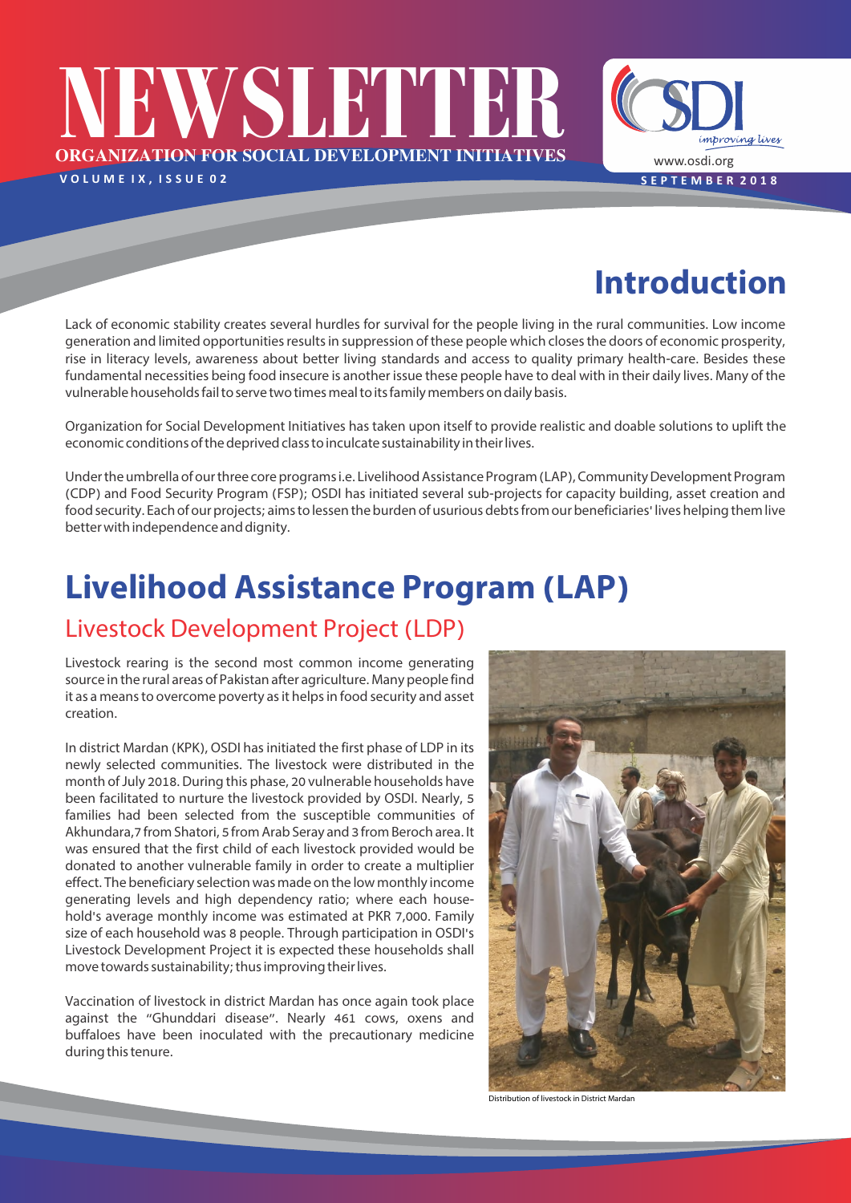# NEWSLETTER

**ORGANIZATION FOR SOCIAL DEVELOPMENT INITIATIVES**

VOLUME IX, ISSUE 02

www.osdi.org

SEPTEMBER 2018

## Introduction

Lack of economic stability creates several hurdles for survival for the people living in the rural communities. Low income generation and limited opportunities results in suppression of these people which closes the doors of economic prosperity, rise in literacy levels, awareness about better living standards and access to quality primary health-care. Besides these fundamental necessities being food insecure is another issue these people have to deal with in their daily lives. Many of the vulnerable households fail to serve two times meal to its family members on daily basis.

Organization for Social Development Initiatives has taken upon itself to provide realistic and doable solutions to uplift the economic conditions of the deprived class to inculcate sustainability in their lives.

Under the umbrella of our three core programs i.e. Livelihood Assistance Program (LAP), Community Development Program (CDP) and Food Security Program (FSP); OSDI has initiated several sub-projects for capacity building, asset creation and food security. Each of our projects; aims to lessen the burden of usurious debts from our beneficiaries' lives helping them live better with independence and dignity.

# Livelihood Assistance Program (LAP)

## Livestock Development Project (LDP)

Livestock rearing is the second most common income generating source in the rural areas of Pakistan after agriculture. Many people find it as a means to overcome poverty as it helps in food security and asset creation.

In district Mardan (KPK), OSDI has initiated the first phase of LDP in its newly selected communities. The livestock were distributed in the month of July 2018. During this phase, 20 vulnerable households have been facilitated to nurture the livestock provided by OSDI. Nearly, 5 families had been selected from the susceptible communities of Akhundara,7 from Shatori, 5 from Arab Seray and 3 from Beroch area. It was ensured that the first child of each livestock provided would be donated to another vulnerable family in order to create a multiplier effect. The beneficiary selection was made on the low monthly income generating levels and high dependency ratio; where each household's average monthly income was estimated at PKR 7,000. Family size of each household was 8 people. Through participation in OSDI's Livestock Development Project it is expected these households shall move towards sustainability; thus improving their lives.

Vaccination of livestock in district Mardan has once again took place against the "Ghunddari disease". Nearly 461 cows, oxens and buffaloes have been inoculated with the precautionary medicine during this tenure.

Distribution of livestock in District Mardan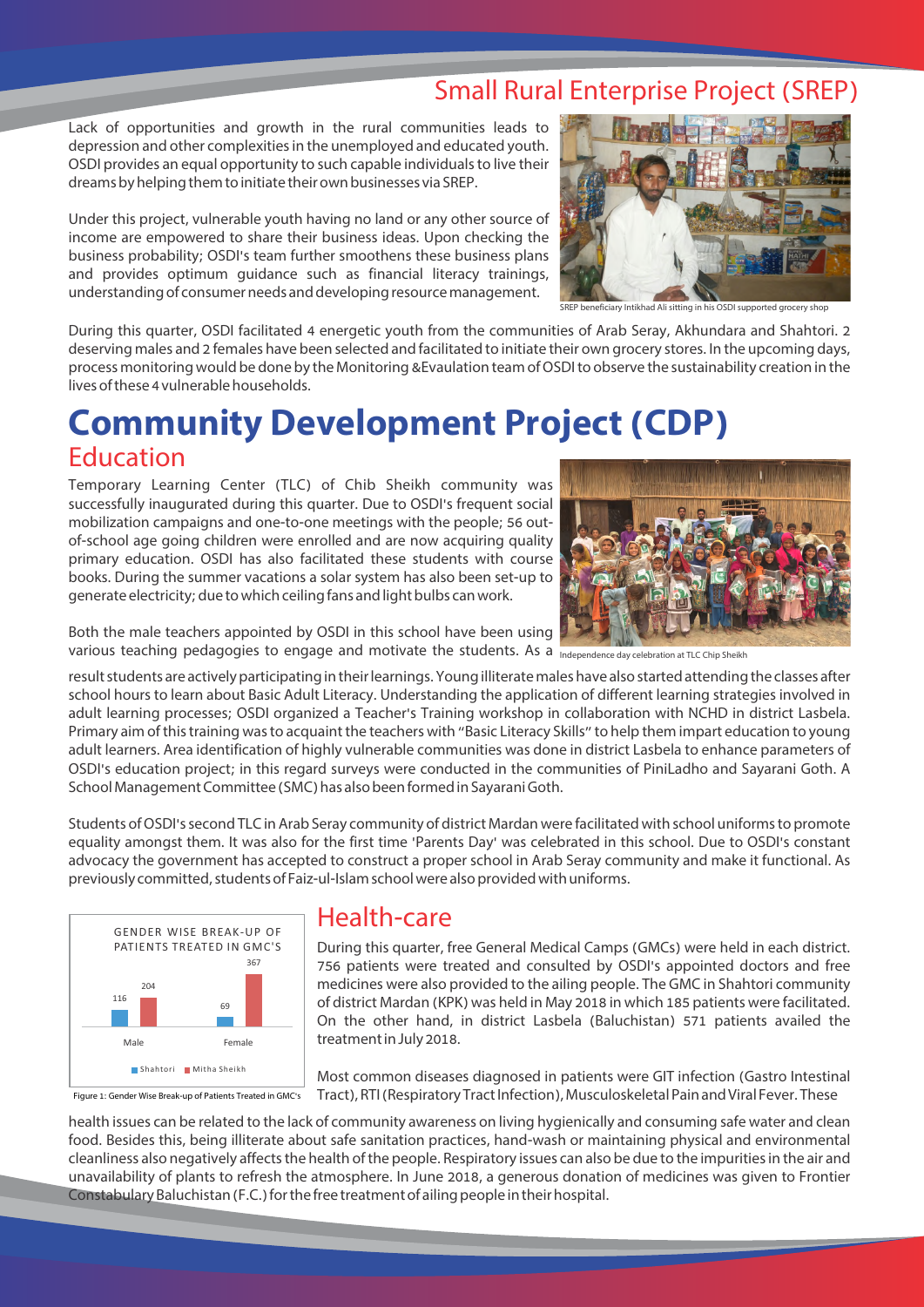## Small Rural Enterprise Project (SREP)

Lack of opportunities and growth in the rural communities leads to depression and other complexities in the unemployed and educated youth. OSDI provides an equal opportunity to such capable individuals to live their dreams by helping them to initiate their own businesses via SREP.

Under this project, vulnerable youth having no land or any other source of income are empowered to share their business ideas. Upon checking the business probability; OSDI's team further smoothens these business plans and provides optimum guidance such as financial literacy trainings, understanding of consumer needs and developing resource management.

SREP beneficiary Intikhad Ali sitting in his OSDI supported grocery shop

During this quarter, OSDI facilitated 4 energetic youth from the communities of Arab Seray, Akhundara and Shahtori. 2 deserving males and 2 females have been selected and facilitated to initiate their own grocery stores. In the upcoming days, process monitoring would be done by the Monitoring &Evaulation team of OSDI to observe the sustainability creation in the lives of these 4 vulnerable households.

# Community Development Project (CDP)

## Education

Temporary Learning Center (TLC) of Chib Sheikh community was successfully inaugurated during this quarter. Due to OSDI's frequent social mobilization campaigns and one-to-one meetings with the people; 56 out-of-school age going children were enrolled and are now acquiring quality primary education. OSDI has also facilitated these students with course books. During the summer vacations a solar system has also been set-up to generate electricity; due to which ceiling fans and light bulbs can work.

Independence day celebration at TLC Chip Sheikh

Both the male teachers appointed by OSDI in this school have been using various teaching pedagogies to engage and motivate the students. As a result students are actively participating in their learnings. Young illiterate males have also started attending the classes after school hours to learn about Basic Adult Literacy. Understanding the application of different learning strategies involved in adult learning processes; OSDI organized a Teacher's Training workshop in collaboration with NCHD in district Lasbela. Primary aim of this training was to acquaint the teachers with "Basic Literacy Skills" to help them impart education to young adult learners. Area identification of highly vulnerable communities was done in district Lasbela to enhance parameters of OSDI's education project; in this regard surveys were conducted in the communities of PiniLadho and Sayarani Goth. A School Management Committee (SMC) has also been formed in Sayarani Goth.

Students of OSDI's second TLC in Arab Seray community of district Mardan were facilitated with school uniforms to promote equality amongst them. It was also for the first time 'Parents Day' was celebrated in this school. Due to OSDI's constant advocacy the government has accepted to construct a proper school in Arab Seray community and make it functional. As previously committed, students of Faiz-ul-Islam school were also provided with uniforms.

## Health-care

GENDER WISE BREAK-UP OF PATIENTS TREATED IN GMC'S

| | Shahtori | Mitha Sheikh |
|---|---|---|
| Male | 116 | 204 |
| Female | 69 | 367 |

Figure 1: Gender Wise Break-up of Patients Treated in GMC's

During this quarter, free General Medical Camps (GMCs) were held in each district. 756 patients were treated and consulted by OSDI's appointed doctors and free medicines were also provided to the ailing people. The GMC in Shahtori community of district Mardan (KPK) was held in May 2018 in which 185 patients were facilitated. On the other hand, in district Lasbela (Baluchistan) 571 patients availed the treatment in July 2018.

Most common diseases diagnosed in patients were GIT infection (Gastro Intestinal Tract), RTI (Respiratory Tract Infection), Musculoskeletal Pain and Viral Fever. These health issues can be related to the lack of community awareness on living hygienically and consuming safe water and clean food. Besides this, being illiterate about safe sanitation practices, hand-wash or maintaining physical and environmental cleanliness also negatively affects the health of the people. Respiratory issues can also be due to the impurities in the air and unavailability of plants to refresh the atmosphere. In June 2018, a generous donation of medicines was given to Frontier Constabulary Baluchistan (F.C.) for the free treatment of ailing people in their hospital.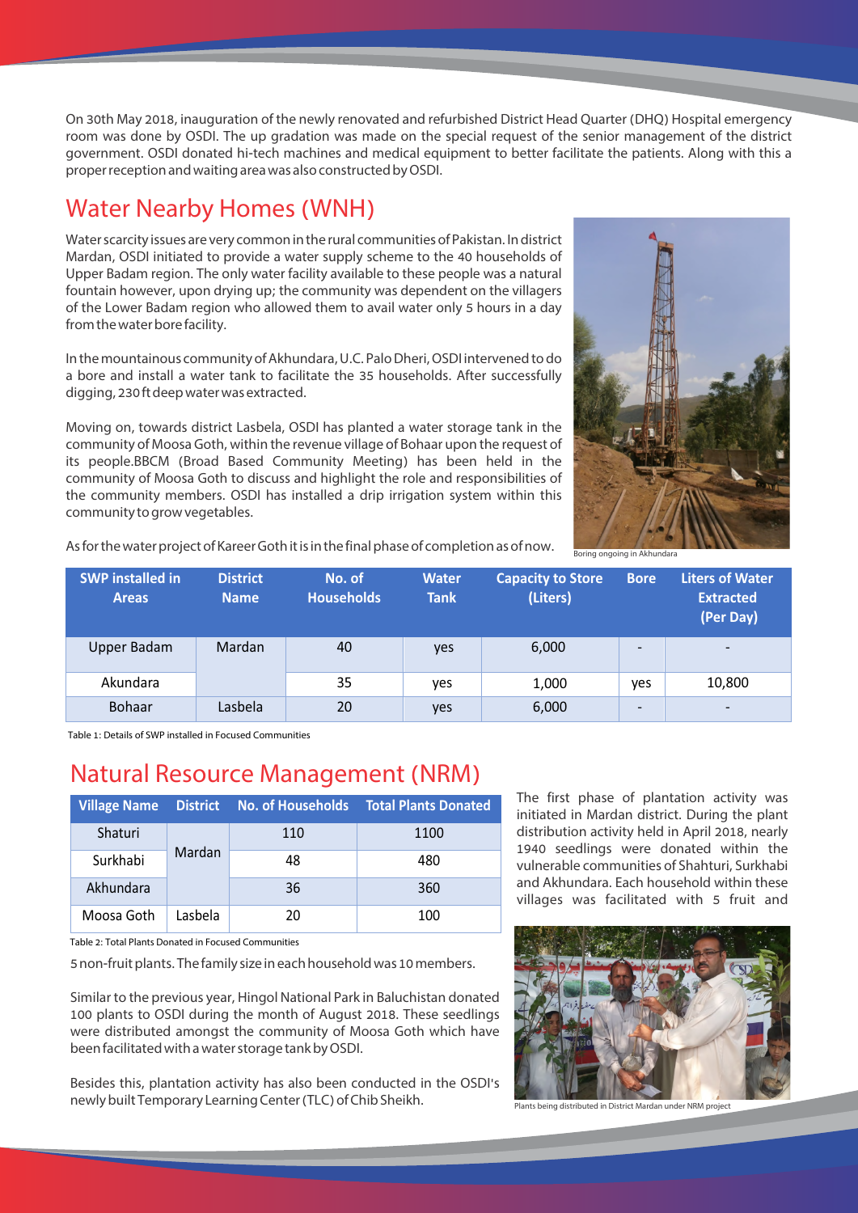On 30th May 2018, inauguration of the newly renovated and refurbished District Head Quarter (DHQ) Hospital emergency room was done by OSDI. The up gradation was made on the special request of the senior management of the district government. OSDI donated hi-tech machines and medical equipment to better facilitate the patients. Along with this a proper reception and waiting area was also constructed by OSDI.

## Water Nearby Homes (WNH)

Water scarcity issues are very common in the rural communities of Pakistan. In district Mardan, OSDI initiated to provide a water supply scheme to the 40 households of Upper Badam region. The only water facility available to these people was a natural fountain however, upon drying up; the community was dependent on the villagers of the Lower Badam region who allowed them to avail water only 5 hours in a day from the water bore facility.

In the mountainous community of Akhundara, U.C. Palo Dheri, OSDI intervened to do a bore and install a water tank to facilitate the 35 households. After successfully digging, 230 ft deep water was extracted.

Moving on, towards district Lasbela, OSDI has planted a water storage tank in the community of Moosa Goth, within the revenue village of Bohaar upon the request of its people.BBCM (Broad Based Community Meeting) has been held in the community of Moosa Goth to discuss and highlight the role and responsibilities of the community members. OSDI has installed a drip irrigation system within this community to grow vegetables.

As for the water project of Kareer Goth it is in the final phase of completion as of now.

Boring ongoing in Akhundara

| SWP installed in Areas | District Name | No. of Households | Water Tank | Capacity to Store (Liters) | Bore | Liters of Water Extracted (Per Day) |
|---|---|---|---|---|---|---|
| Upper Badam | Mardan | 40 | yes | 6,000 | - | - |
| Akundara | | 35 | yes | 1,000 | yes | 10,800 |
| Bohaar | Lasbela | 20 | yes | 6,000 | - | - |

Table 1: Details of SWP installed in Focused Communities

## Natural Resource Management (NRM)

| Village Name | District | No. of Households | Total Plants Donated |
|---|---|---|---|
| Shaturi | Mardan | 110 | 1100 |
| Surkhabi | | 48 | 480 |
| Akhundara | | 36 | 360 |
| Moosa Goth | Lasbela | 20 | 100 |

Table 2: Total Plants Donated in Focused Communities

The first phase of plantation activity was initiated in Mardan district. During the plant distribution activity held in April 2018, nearly 1940 seedlings were donated within the vulnerable communities of Shahturi, Surkhabi and Akhundara. Each household within these villages was facilitated with 5 fruit and 5 non-fruit plants. The family size in each household was 10 members.

Similar to the previous year, Hingol National Park in Baluchistan donated 100 plants to OSDI during the month of August 2018. These seedlings were distributed amongst the community of Moosa Goth which have been facilitated with a water storage tank by OSDI.

Besides this, plantation activity has also been conducted in the OSDI's newly built Temporary Learning Center (TLC) of Chib Sheikh.

Plants being distributed in District Mardan under NRM project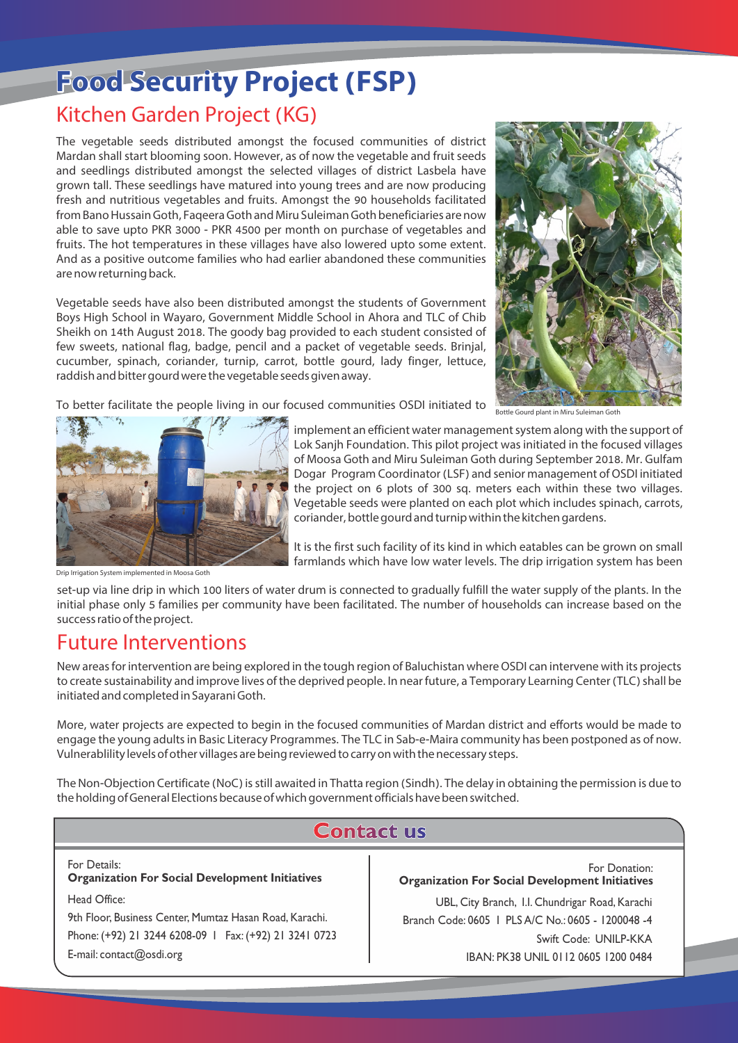# Food Security Project (FSP)

## Kitchen Garden Project (KG)

The vegetable seeds distributed amongst the focused communities of district Mardan shall start blooming soon. However, as of now the vegetable and fruit seeds and seedlings distributed amongst the selected villages of district Lasbela have grown tall. These seedlings have matured into young trees and are now producing fresh and nutritious vegetables and fruits. Amongst the 90 households facilitated from Bano Hussain Goth, Faqeera Goth and Miru Suleiman Goth beneficiaries are now able to save upto PKR 3000 - PKR 4500 per month on purchase of vegetables and fruits. The hot temperatures in these villages have also lowered upto some extent. And as a positive outcome families who had earlier abandoned these communities are now returning back.

Vegetable seeds have also been distributed amongst the students of Government Boys High School in Wayaro, Government Middle School in Ahora and TLC of Chib Sheikh on 14th August 2018. The goody bag provided to each student consisted of few sweets, national flag, badge, pencil and a packet of vegetable seeds. Brinjal, cucumber, spinach, coriander, turnip, carrot, bottle gourd, lady finger, lettuce, raddish and bitter gourd were the vegetable seeds given away.

Bottle Gourd plant in Miru Suleiman Goth

To better facilitate the people living in our focused communities OSDI initiated to implement an efficient water management system along with the support of Lok Sanjh Foundation. This pilot project was initiated in the focused villages of Moosa Goth and Miru Suleiman Goth during September 2018. Mr. Gulfam Dogar Program Coordinator (LSF) and senior management of OSDI initiated the project on 6 plots of 300 sq. meters each within these two villages. Vegetable seeds were planted on each plot which includes spinach, carrots, coriander, bottle gourd and turnip within the kitchen gardens.

Drip Irrigation System implemented in Moosa Goth

It is the first such facility of its kind in which eatables can be grown on small farmlands which have low water levels. The drip irrigation system has been set-up via line drip in which 100 liters of water drum is connected to gradually fulfill the water supply of the plants. In the initial phase only 5 families per community have been facilitated. The number of households can increase based on the success ratio of the project.

## Future Interventions

New areas for intervention are being explored in the tough region of Baluchistan where OSDI can intervene with its projects to create sustainability and improve lives of the deprived people. In near future, a Temporary Learning Center (TLC) shall be initiated and completed in Sayarani Goth.

More, water projects are expected to begin in the focused communities of Mardan district and efforts would be made to engage the young adults in Basic Literacy Programmes. The TLC in Sab-e-Maira community has been postponed as of now. Vulnerablility levels of other villages are being reviewed to carry on with the necessary steps.

The Non-Objection Certificate (NoC) is still awaited in Thatta region (Sindh). The delay in obtaining the permission is due to the holding of General Elections because of which government officials have been switched.

## Contact us

For Details:
**Organization For Social Development Initiatives**
Head Office:
9th Floor, Business Center, Mumtaz Hasan Road, Karachi.
Phone: (+92) 21 3244 6208-09 I Fax: (+92) 21 3241 0723
E-mail: contact@osdi.org

For Donation:
**Organization For Social Development Initiatives**
UBL, City Branch, I.I. Chundrigar Road, Karachi
Branch Code: 0605 I PLS A/C No.: 0605 - 1200048 -4
Swift Code: UNILP-KKA
IBAN: PK38 UNIL 0112 0605 1200 0484